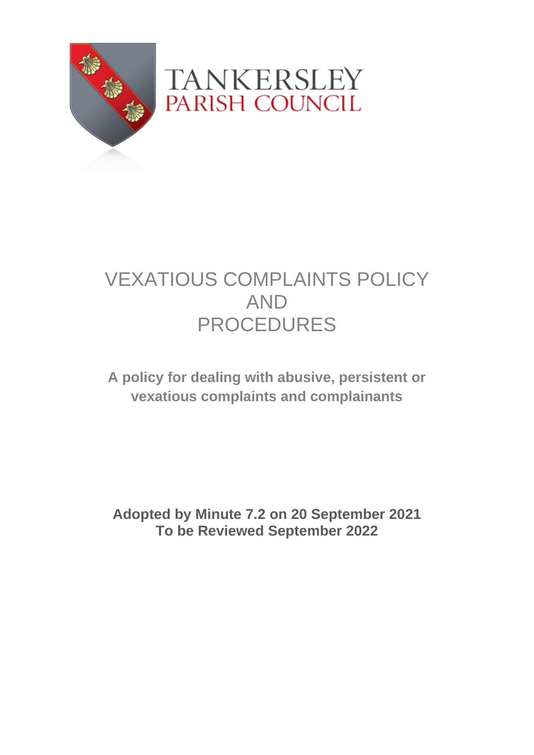TANKERSLEY
PARISH COUNCIL

# VEXATIOUS COMPLAINTS POLICY AND PROCEDURES

**A policy for dealing with abusive, persistent or vexatious complaints and complainants**

**Adopted by Minute 7.2 on 20 September 2021**
**To be Reviewed September 2022**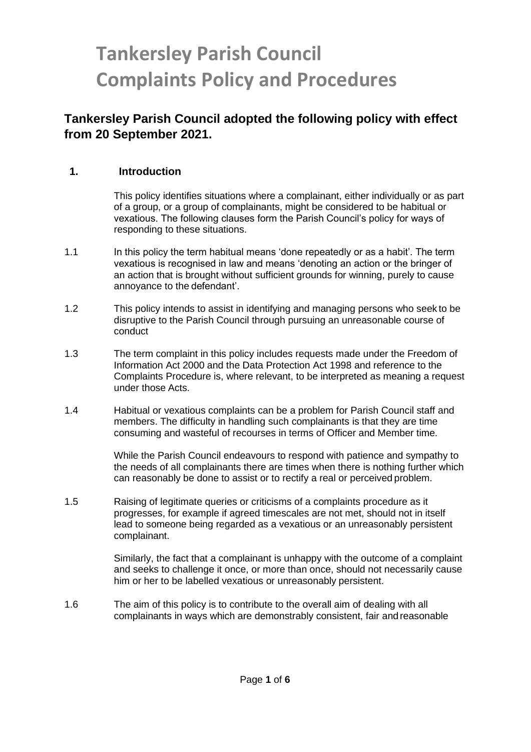# Tankersley Parish Council Complaints Policy and Procedures

## Tankersley Parish Council adopted the following policy with effect from 20 September 2021.

### 1. Introduction

This policy identifies situations where a complainant, either individually or as part of a group, or a group of complainants, might be considered to be habitual or vexatious. The following clauses form the Parish Council's policy for ways of responding to these situations.

1.1 In this policy the term habitual means 'done repeatedly or as a habit'. The term vexatious is recognised in law and means 'denoting an action or the bringer of an action that is brought without sufficient grounds for winning, purely to cause annoyance to the defendant'.

1.2 This policy intends to assist in identifying and managing persons who seek to be disruptive to the Parish Council through pursuing an unreasonable course of conduct

1.3 The term complaint in this policy includes requests made under the Freedom of Information Act 2000 and the Data Protection Act 1998 and reference to the Complaints Procedure is, where relevant, to be interpreted as meaning a request under those Acts.

1.4 Habitual or vexatious complaints can be a problem for Parish Council staff and members. The difficulty in handling such complainants is that they are time consuming and wasteful of recourses in terms of Officer and Member time.

While the Parish Council endeavours to respond with patience and sympathy to the needs of all complainants there are times when there is nothing further which can reasonably be done to assist or to rectify a real or perceived problem.

1.5 Raising of legitimate queries or criticisms of a complaints procedure as it progresses, for example if agreed timescales are not met, should not in itself lead to someone being regarded as a vexatious or an unreasonably persistent complainant.

Similarly, the fact that a complainant is unhappy with the outcome of a complaint and seeks to challenge it once, or more than once, should not necessarily cause him or her to be labelled vexatious or unreasonably persistent.

1.6 The aim of this policy is to contribute to the overall aim of dealing with all complainants in ways which are demonstrably consistent, fair and reasonable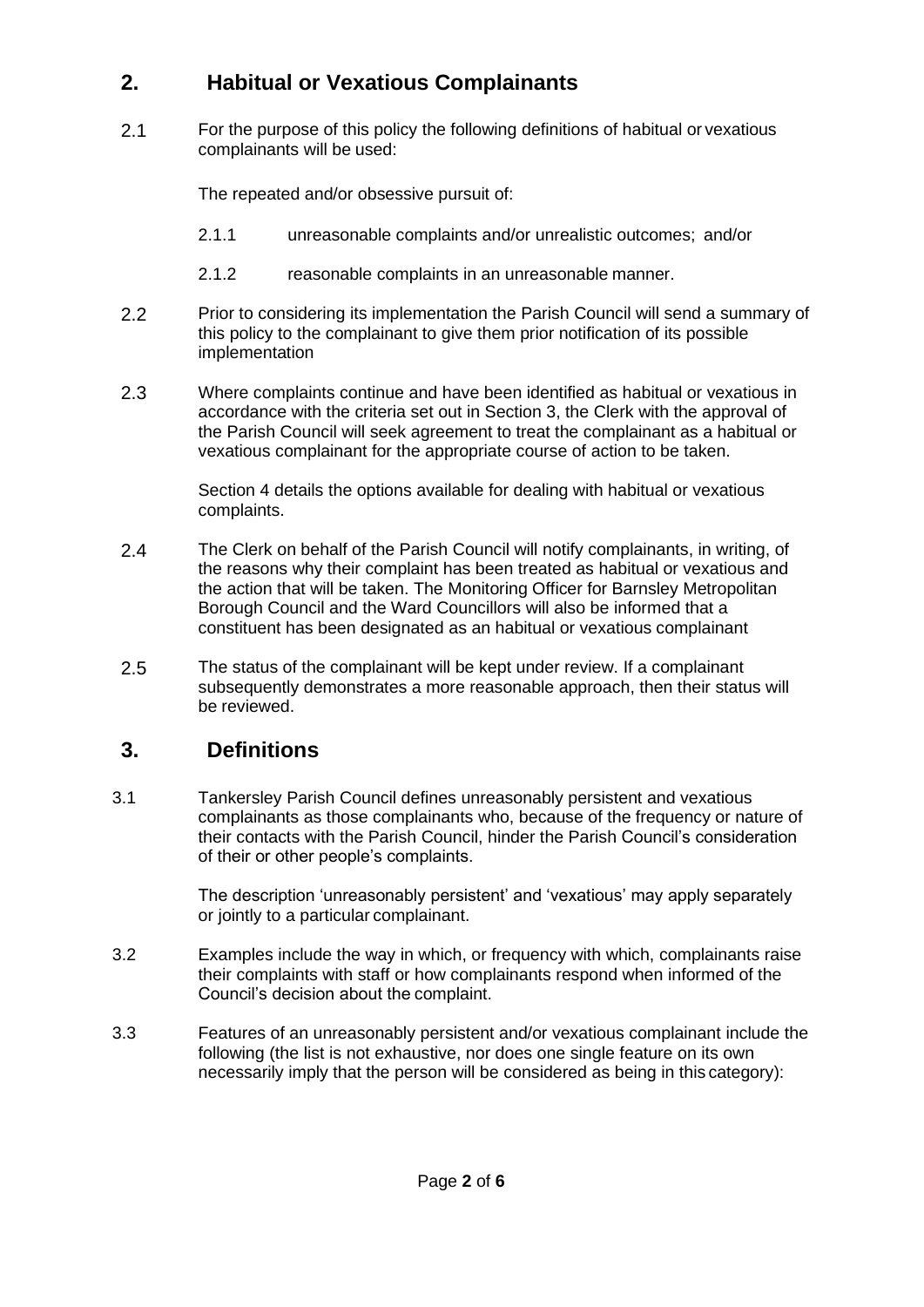## 2. Habitual or Vexatious Complainants

2.1 For the purpose of this policy the following definitions of habitual or vexatious complainants will be used:

The repeated and/or obsessive pursuit of:

2.1.1 unreasonable complaints and/or unrealistic outcomes; and/or

2.1.2 reasonable complaints in an unreasonable manner.

2.2 Prior to considering its implementation the Parish Council will send a summary of this policy to the complainant to give them prior notification of its possible implementation

2.3 Where complaints continue and have been identified as habitual or vexatious in accordance with the criteria set out in Section 3, the Clerk with the approval of the Parish Council will seek agreement to treat the complainant as a habitual or vexatious complainant for the appropriate course of action to be taken.

Section 4 details the options available for dealing with habitual or vexatious complaints.

2.4 The Clerk on behalf of the Parish Council will notify complainants, in writing, of the reasons why their complaint has been treated as habitual or vexatious and the action that will be taken. The Monitoring Officer for Barnsley Metropolitan Borough Council and the Ward Councillors will also be informed that a constituent has been designated as an habitual or vexatious complainant

2.5 The status of the complainant will be kept under review. If a complainant subsequently demonstrates a more reasonable approach, then their status will be reviewed.

## 3. Definitions

3.1 Tankersley Parish Council defines unreasonably persistent and vexatious complainants as those complainants who, because of the frequency or nature of their contacts with the Parish Council, hinder the Parish Council's consideration of their or other people's complaints.

The description 'unreasonably persistent' and 'vexatious' may apply separately or jointly to a particular complainant.

3.2 Examples include the way in which, or frequency with which, complainants raise their complaints with staff or how complainants respond when informed of the Council's decision about the complaint.

3.3 Features of an unreasonably persistent and/or vexatious complainant include the following (the list is not exhaustive, nor does one single feature on its own necessarily imply that the person will be considered as being in this category):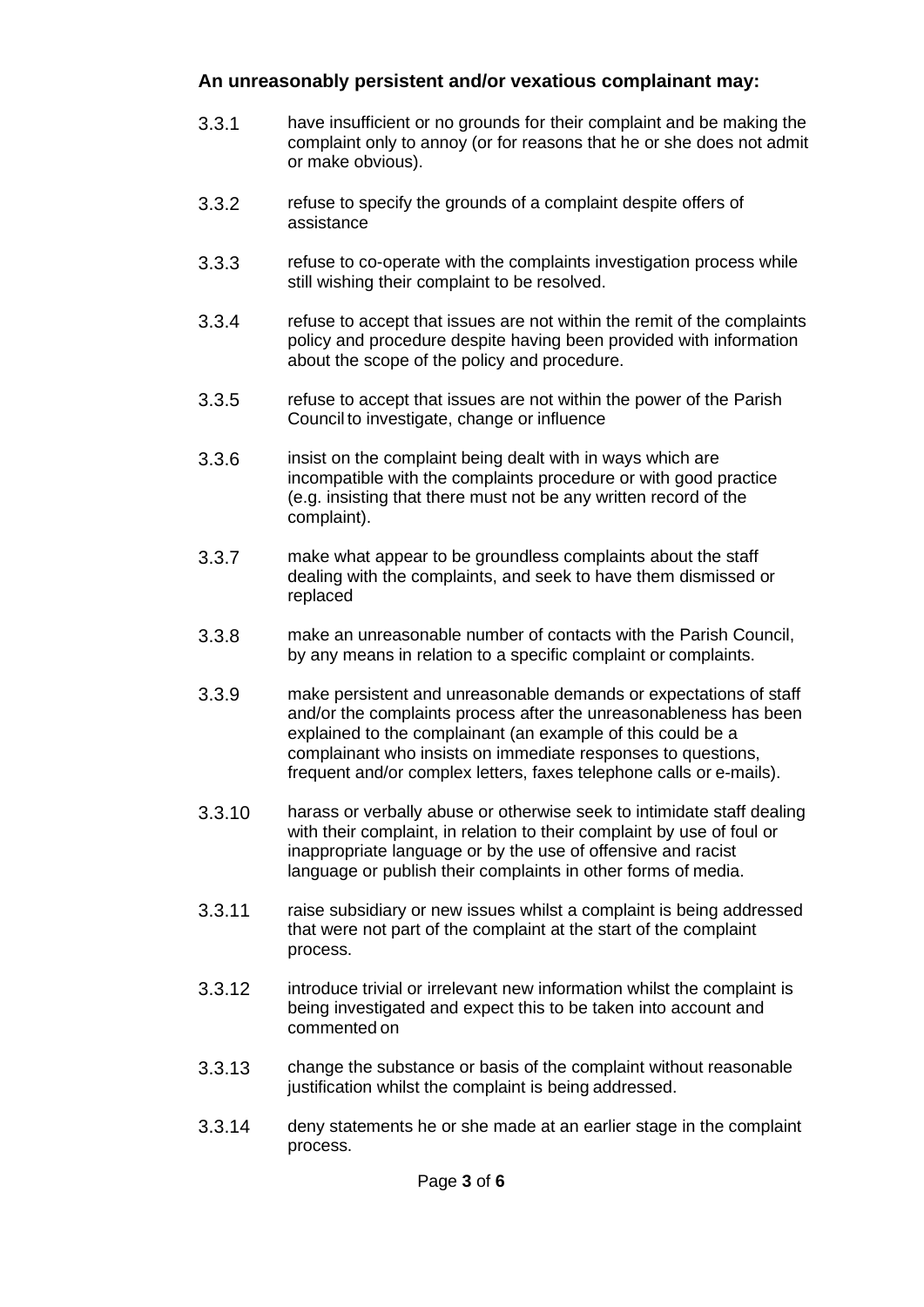**An unreasonably persistent and/or vexatious complainant may:**

3.3.1 have insufficient or no grounds for their complaint and be making the complaint only to annoy (or for reasons that he or she does not admit or make obvious).

3.3.2 refuse to specify the grounds of a complaint despite offers of assistance

3.3.3 refuse to co-operate with the complaints investigation process while still wishing their complaint to be resolved.

3.3.4 refuse to accept that issues are not within the remit of the complaints policy and procedure despite having been provided with information about the scope of the policy and procedure.

3.3.5 refuse to accept that issues are not within the power of the Parish Council to investigate, change or influence

3.3.6 insist on the complaint being dealt with in ways which are incompatible with the complaints procedure or with good practice (e.g. insisting that there must not be any written record of the complaint).

3.3.7 make what appear to be groundless complaints about the staff dealing with the complaints, and seek to have them dismissed or replaced

3.3.8 make an unreasonable number of contacts with the Parish Council, by any means in relation to a specific complaint or complaints.

3.3.9 make persistent and unreasonable demands or expectations of staff and/or the complaints process after the unreasonableness has been explained to the complainant (an example of this could be a complainant who insists on immediate responses to questions, frequent and/or complex letters, faxes telephone calls or e-mails).

3.3.10 harass or verbally abuse or otherwise seek to intimidate staff dealing with their complaint, in relation to their complaint by use of foul or inappropriate language or by the use of offensive and racist language or publish their complaints in other forms of media.

3.3.11 raise subsidiary or new issues whilst a complaint is being addressed that were not part of the complaint at the start of the complaint process.

3.3.12 introduce trivial or irrelevant new information whilst the complaint is being investigated and expect this to be taken into account and commented on

3.3.13 change the substance or basis of the complaint without reasonable justification whilst the complaint is being addressed.

3.3.14 deny statements he or she made at an earlier stage in the complaint process.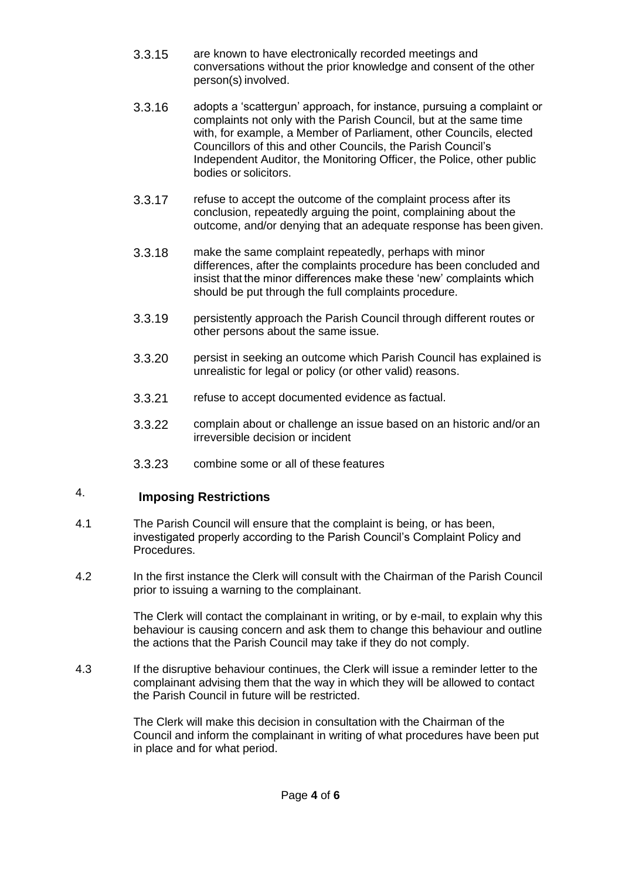3.3.15 are known to have electronically recorded meetings and conversations without the prior knowledge and consent of the other person(s) involved.

3.3.16 adopts a 'scattergun' approach, for instance, pursuing a complaint or complaints not only with the Parish Council, but at the same time with, for example, a Member of Parliament, other Councils, elected Councillors of this and other Councils, the Parish Council's Independent Auditor, the Monitoring Officer, the Police, other public bodies or solicitors.

3.3.17 refuse to accept the outcome of the complaint process after its conclusion, repeatedly arguing the point, complaining about the outcome, and/or denying that an adequate response has been given.

3.3.18 make the same complaint repeatedly, perhaps with minor differences, after the complaints procedure has been concluded and insist that the minor differences make these 'new' complaints which should be put through the full complaints procedure.

3.3.19 persistently approach the Parish Council through different routes or other persons about the same issue.

3.3.20 persist in seeking an outcome which Parish Council has explained is unrealistic for legal or policy (or other valid) reasons.

3.3.21 refuse to accept documented evidence as factual.

3.3.22 complain about or challenge an issue based on an historic and/or an irreversible decision or incident

3.3.23 combine some or all of these features

## 4. Imposing Restrictions

4.1 The Parish Council will ensure that the complaint is being, or has been, investigated properly according to the Parish Council's Complaint Policy and Procedures.

4.2 In the first instance the Clerk will consult with the Chairman of the Parish Council prior to issuing a warning to the complainant.

The Clerk will contact the complainant in writing, or by e-mail, to explain why this behaviour is causing concern and ask them to change this behaviour and outline the actions that the Parish Council may take if they do not comply.

4.3 If the disruptive behaviour continues, the Clerk will issue a reminder letter to the complainant advising them that the way in which they will be allowed to contact the Parish Council in future will be restricted.

The Clerk will make this decision in consultation with the Chairman of the Council and inform the complainant in writing of what procedures have been put in place and for what period.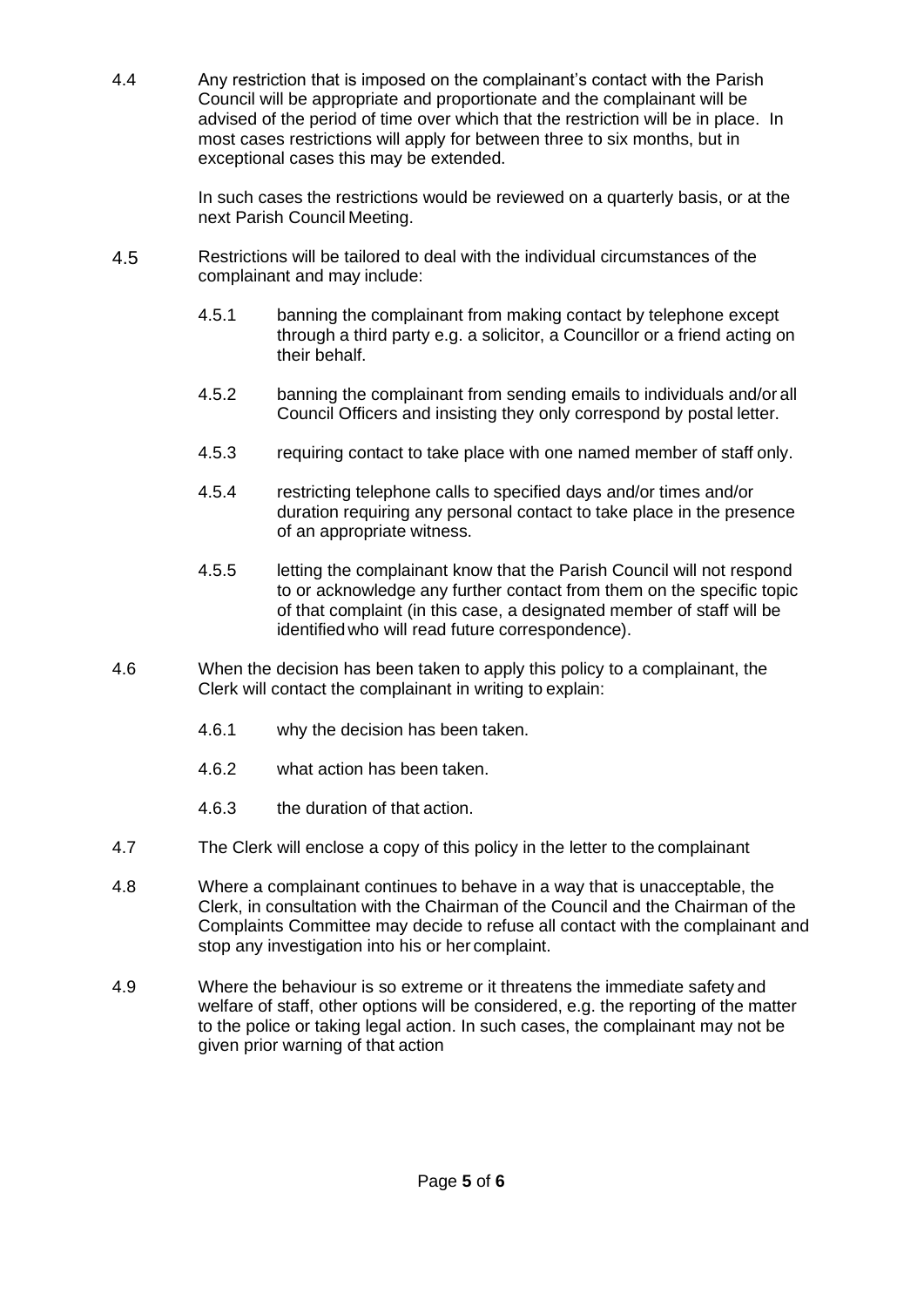4.4 Any restriction that is imposed on the complainant's contact with the Parish Council will be appropriate and proportionate and the complainant will be advised of the period of time over which that the restriction will be in place. In most cases restrictions will apply for between three to six months, but in exceptional cases this may be extended.

In such cases the restrictions would be reviewed on a quarterly basis, or at the next Parish Council Meeting.

4.5 Restrictions will be tailored to deal with the individual circumstances of the complainant and may include:

- 4.5.1 banning the complainant from making contact by telephone except through a third party e.g. a solicitor, a Councillor or a friend acting on their behalf.
- 4.5.2 banning the complainant from sending emails to individuals and/or all Council Officers and insisting they only correspond by postal letter.
- 4.5.3 requiring contact to take place with one named member of staff only.
- 4.5.4 restricting telephone calls to specified days and/or times and/or duration requiring any personal contact to take place in the presence of an appropriate witness.
- 4.5.5 letting the complainant know that the Parish Council will not respond to or acknowledge any further contact from them on the specific topic of that complaint (in this case, a designated member of staff will be identified who will read future correspondence).

4.6 When the decision has been taken to apply this policy to a complainant, the Clerk will contact the complainant in writing to explain:

- 4.6.1 why the decision has been taken.
- 4.6.2 what action has been taken.
- 4.6.3 the duration of that action.

4.7 The Clerk will enclose a copy of this policy in the letter to the complainant

4.8 Where a complainant continues to behave in a way that is unacceptable, the Clerk, in consultation with the Chairman of the Council and the Chairman of the Complaints Committee may decide to refuse all contact with the complainant and stop any investigation into his or her complaint.

4.9 Where the behaviour is so extreme or it threatens the immediate safety and welfare of staff, other options will be considered, e.g. the reporting of the matter to the police or taking legal action. In such cases, the complainant may not be given prior warning of that action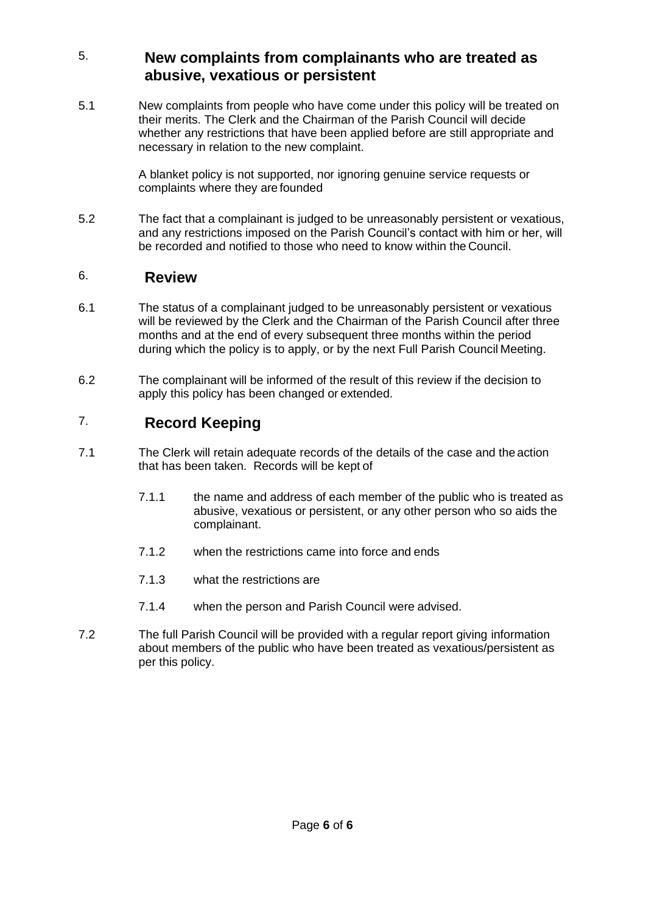## 5. New complaints from complainants who are treated as abusive, vexatious or persistent

5.1 New complaints from people who have come under this policy will be treated on their merits. The Clerk and the Chairman of the Parish Council will decide whether any restrictions that have been applied before are still appropriate and necessary in relation to the new complaint.

A blanket policy is not supported, nor ignoring genuine service requests or complaints where they are founded

5.2 The fact that a complainant is judged to be unreasonably persistent or vexatious, and any restrictions imposed on the Parish Council's contact with him or her, will be recorded and notified to those who need to know within the Council.

## 6. Review

6.1 The status of a complainant judged to be unreasonably persistent or vexatious will be reviewed by the Clerk and the Chairman of the Parish Council after three months and at the end of every subsequent three months within the period during which the policy is to apply, or by the next Full Parish Council Meeting.

6.2 The complainant will be informed of the result of this review if the decision to apply this policy has been changed or extended.

## 7. Record Keeping

7.1 The Clerk will retain adequate records of the details of the case and the action that has been taken. Records will be kept of

- 7.1.1 the name and address of each member of the public who is treated as abusive, vexatious or persistent, or any other person who so aids the complainant.
- 7.1.2 when the restrictions came into force and ends
- 7.1.3 what the restrictions are
- 7.1.4 when the person and Parish Council were advised.

7.2 The full Parish Council will be provided with a regular report giving information about members of the public who have been treated as vexatious/persistent as per this policy.